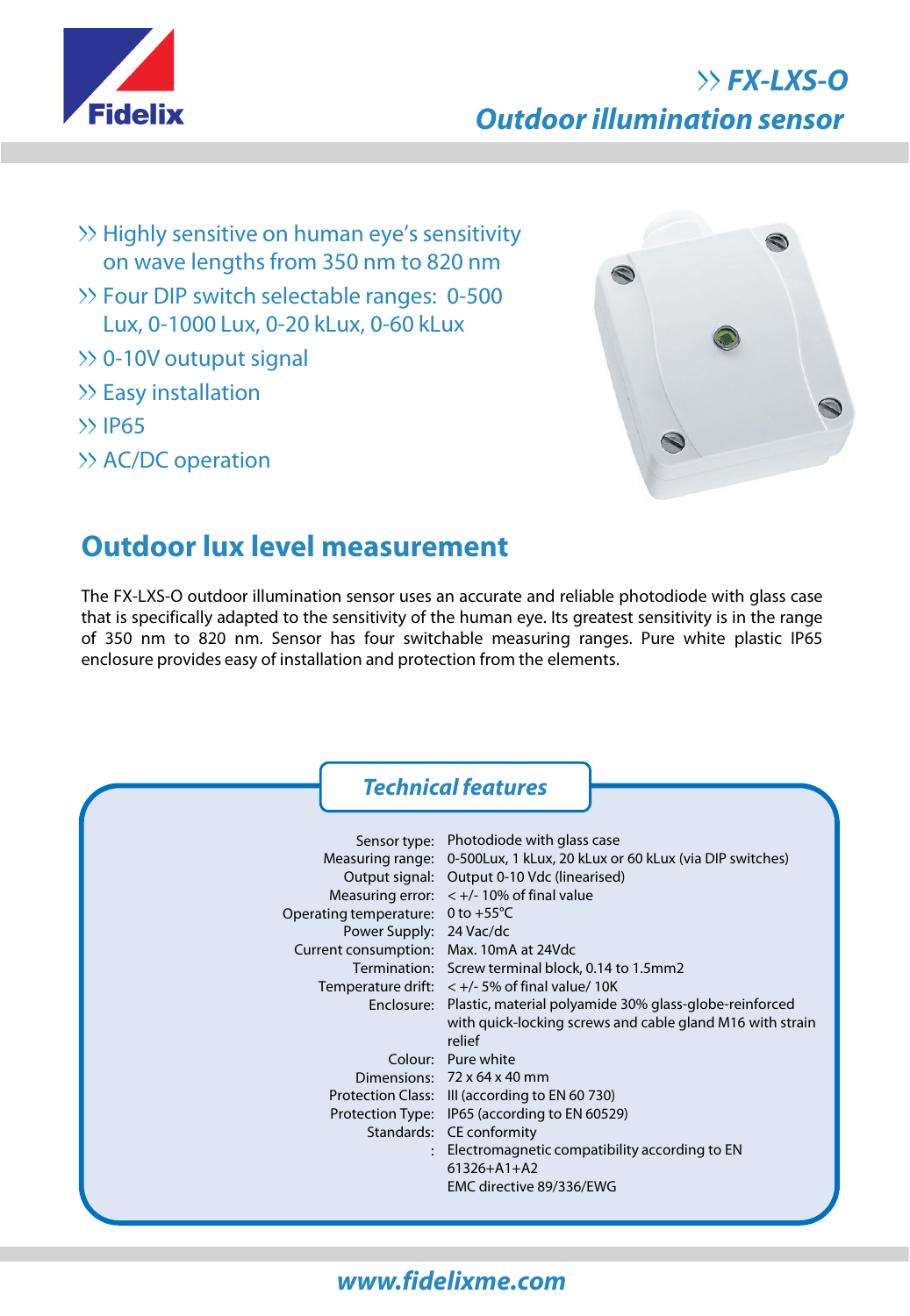Fidelix

# » FX-LXS-O
## Outdoor illumination sensor

- » Highly sensitive on human eye's sensitivity on wave lengths from 350 nm to 820 nm
- » Four DIP switch selectable ranges: 0-500 Lux, 0-1000 Lux, 0-20 kLux, 0-60 kLux
- » 0-10V outuput signal
- » Easy installation
- » IP65
- » AC/DC operation

## Outdoor lux level measurement

The FX-LXS-O outdoor illumination sensor uses an accurate and reliable photodiode with glass case that is specifically adapted to the sensitivity of the human eye. Its greatest sensitivity is in the range of 350 nm to 820 nm. Sensor has four switchable measuring ranges. Pure white plastic IP65 enclosure provides easy of installation and protection from the elements.

### Technical features

| | |
|---|---|
| Sensor type: | Photodiode with glass case |
| Measuring range: | 0-500Lux, 1 kLux, 20 kLux or 60 kLux (via DIP switches) |
| Output signal: | Output 0-10 Vdc (linearised) |
| Measuring error: | < +/- 10% of final value |
| Operating temperature: | 0 to +55°C |
| Power Supply: | 24 Vac/dc |
| Current consumption: | Max. 10mA at 24Vdc |
| Termination: | Screw terminal block, 0.14 to 1.5mm2 |
| Temperature drift: | < +/- 5% of final value/ 10K |
| Enclosure: | Plastic, material polyamide 30% glass-globe-reinforced with quick-locking screws and cable gland M16 with strain relief |
| Colour: | Pure white |
| Dimensions: | 72 x 64 x 40 mm |
| Protection Class: | III (according to EN 60 730) |
| Protection Type: | IP65 (according to EN 60529) |
| Standards: | CE conformity |
| : | Electromagnetic compatibility according to EN 61326+A1+A2<br>EMC directive 89/336/EWG |

www.fidelixme.com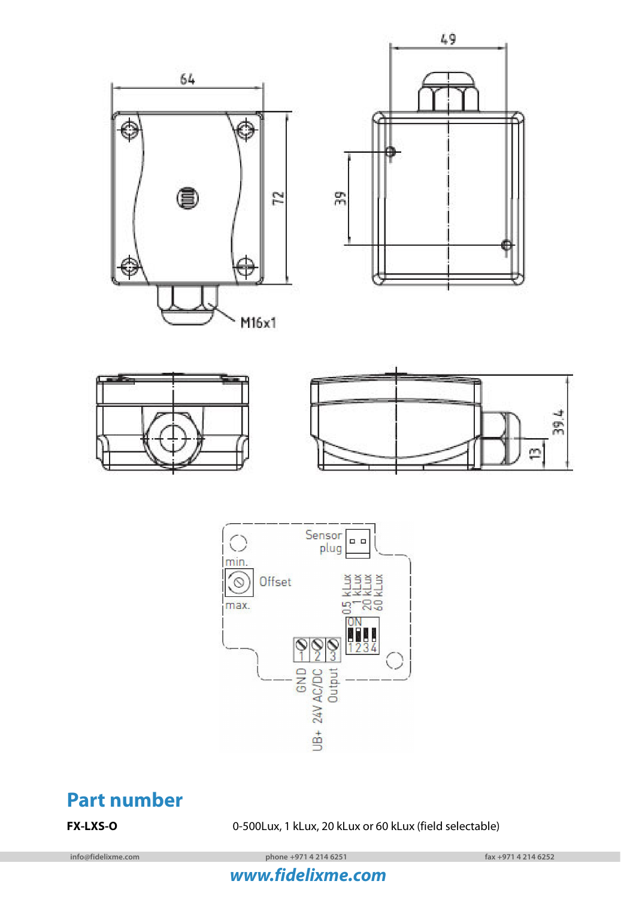64

72

M16x1

49

39

39.4

13

Sensor plug

min.

Offset

max.

0.5 kLux
1 kLux
20 kLux
60 kLux

ON

1 2 3 4

1 2 3

GND

UB+ 24V AC/DC

Output

## Part number

| | |
|---|---|
| **FX-LXS-O** | 0-500Lux, 1 kLux, 20 kLux or 60 kLux (field selectable) |